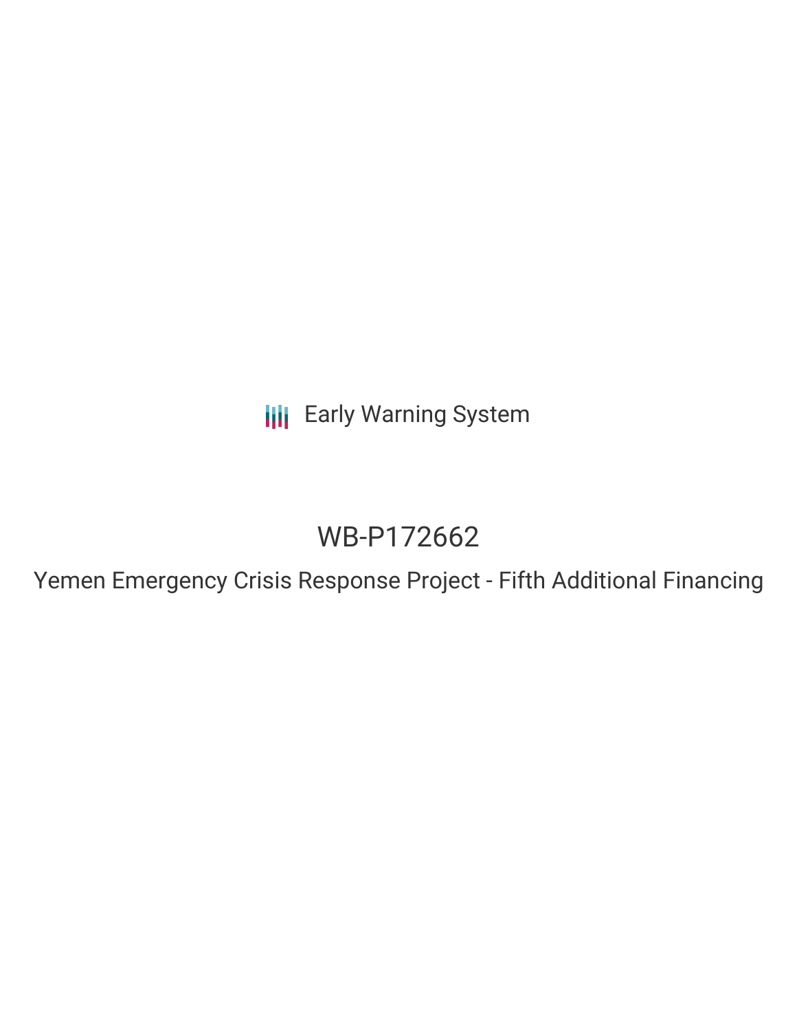Early Warning System

# WB-P172662

## Yemen Emergency Crisis Response Project - Fifth Additional Financing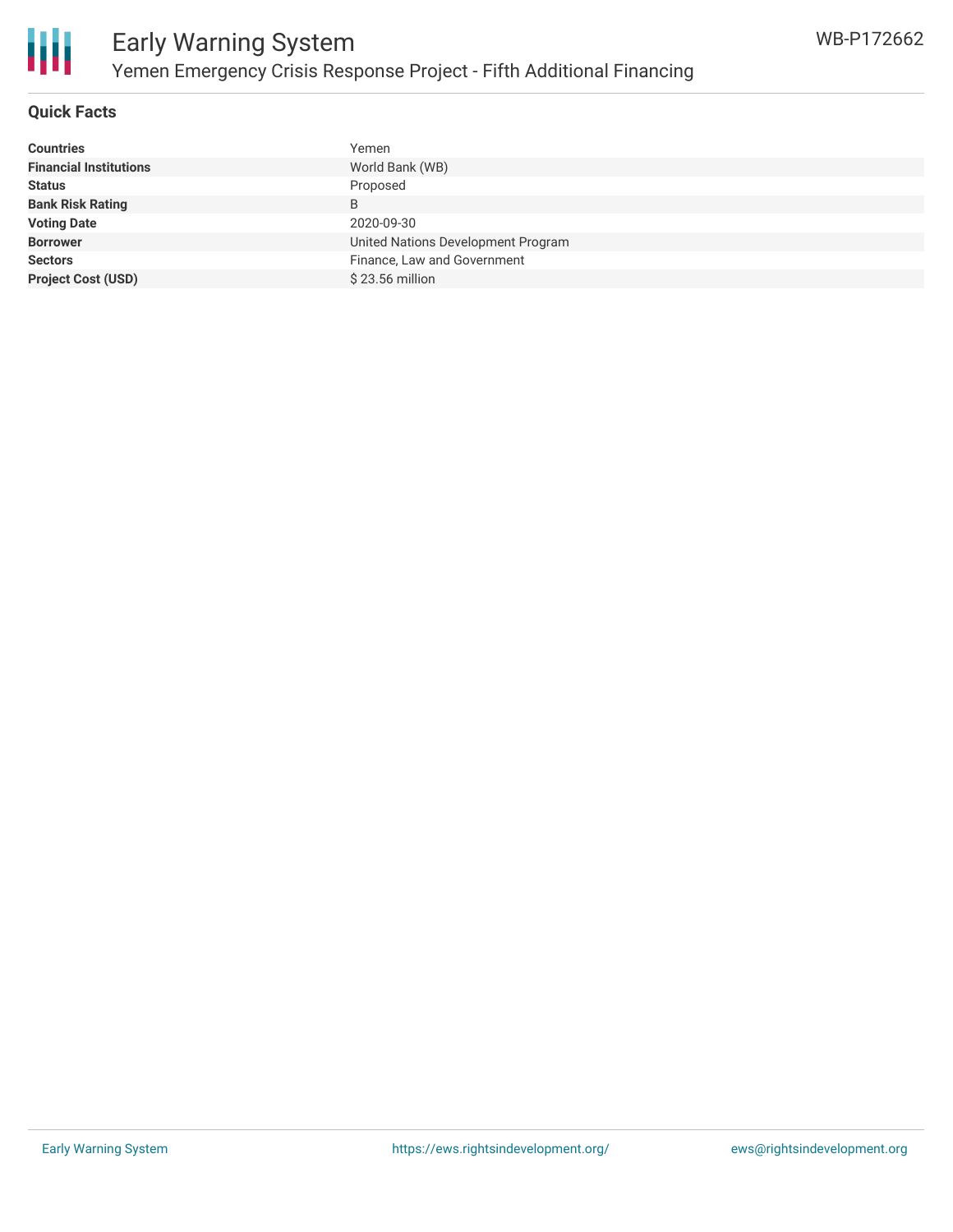## Quick Facts

| | |
|---|---|
| **Countries** | Yemen |
| **Financial Institutions** | World Bank (WB) |
| **Status** | Proposed |
| **Bank Risk Rating** | B |
| **Voting Date** | 2020-09-30 |
| **Borrower** | United Nations Development Program |
| **Sectors** | Finance, Law and Government |
| **Project Cost (USD)** | $ 23.56 million |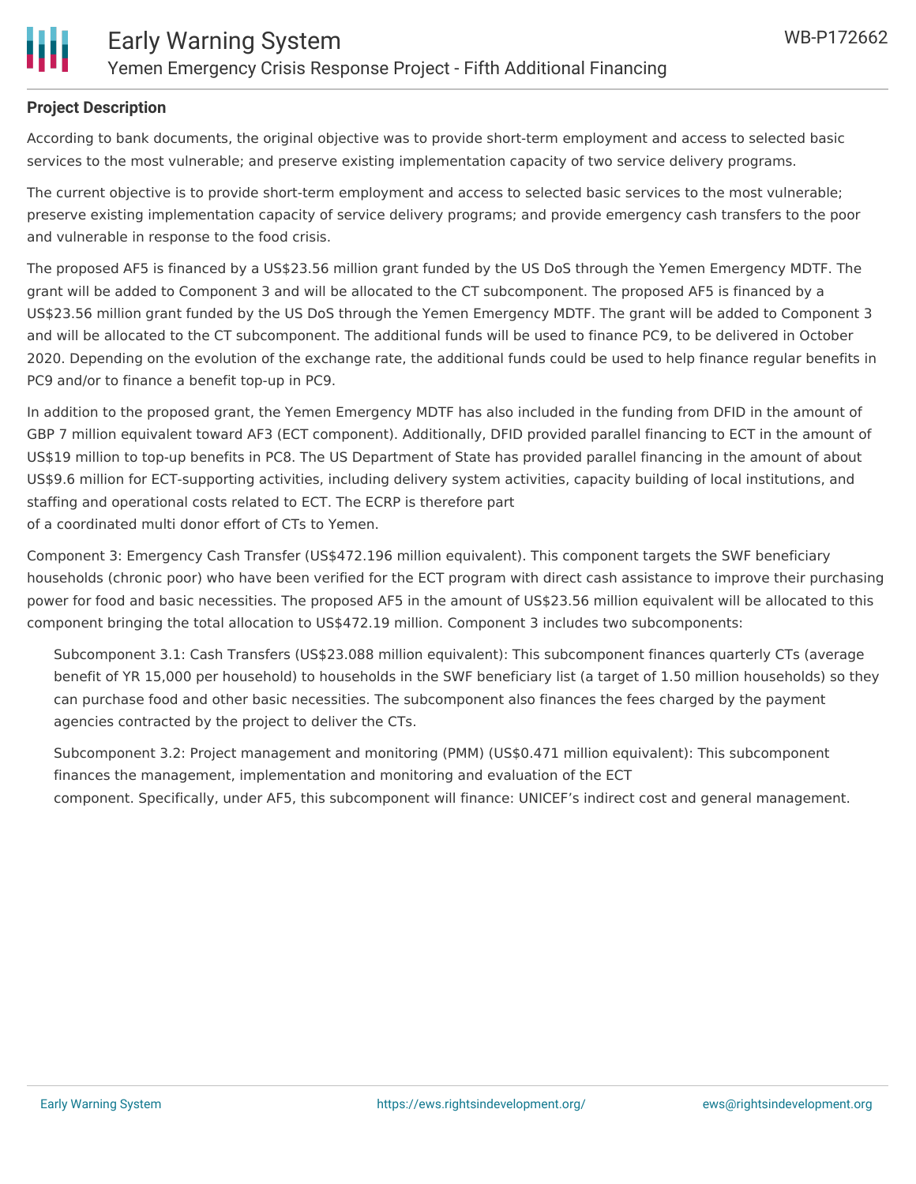## Project Description

According to bank documents, the original objective was to provide short-term employment and access to selected basic services to the most vulnerable; and preserve existing implementation capacity of two service delivery programs.

The current objective is to provide short-term employment and access to selected basic services to the most vulnerable; preserve existing implementation capacity of service delivery programs; and provide emergency cash transfers to the poor and vulnerable in response to the food crisis.

The proposed AF5 is financed by a US$23.56 million grant funded by the US DoS through the Yemen Emergency MDTF. The grant will be added to Component 3 and will be allocated to the CT subcomponent. The proposed AF5 is financed by a US$23.56 million grant funded by the US DoS through the Yemen Emergency MDTF. The grant will be added to Component 3 and will be allocated to the CT subcomponent. The additional funds will be used to finance PC9, to be delivered in October 2020. Depending on the evolution of the exchange rate, the additional funds could be used to help finance regular benefits in PC9 and/or to finance a benefit top-up in PC9.

In addition to the proposed grant, the Yemen Emergency MDTF has also included in the funding from DFID in the amount of GBP 7 million equivalent toward AF3 (ECT component). Additionally, DFID provided parallel financing to ECT in the amount of US$19 million to top-up benefits in PC8. The US Department of State has provided parallel financing in the amount of about US$9.6 million for ECT-supporting activities, including delivery system activities, capacity building of local institutions, and staffing and operational costs related to ECT. The ECRP is therefore part of a coordinated multi donor effort of CTs to Yemen.

Component 3: Emergency Cash Transfer (US$472.196 million equivalent). This component targets the SWF beneficiary households (chronic poor) who have been verified for the ECT program with direct cash assistance to improve their purchasing power for food and basic necessities. The proposed AF5 in the amount of US$23.56 million equivalent will be allocated to this component bringing the total allocation to US$472.19 million. Component 3 includes two subcomponents:

Subcomponent 3.1: Cash Transfers (US$23.088 million equivalent): This subcomponent finances quarterly CTs (average benefit of YR 15,000 per household) to households in the SWF beneficiary list (a target of 1.50 million households) so they can purchase food and other basic necessities. The subcomponent also finances the fees charged by the payment agencies contracted by the project to deliver the CTs.

Subcomponent 3.2: Project management and monitoring (PMM) (US$0.471 million equivalent): This subcomponent finances the management, implementation and monitoring and evaluation of the ECT component. Specifically, under AF5, this subcomponent will finance: UNICEF's indirect cost and general management.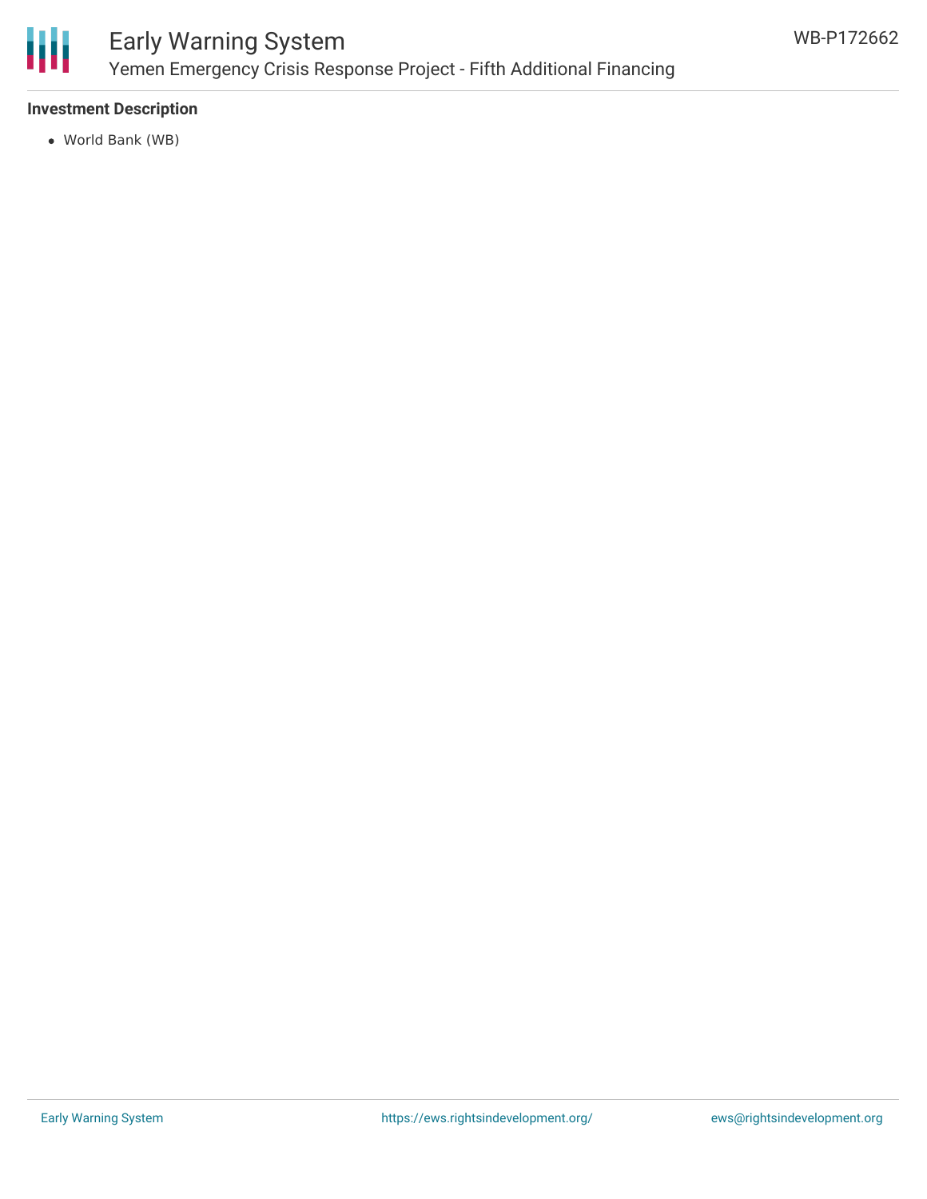### Investment Description

- World Bank (WB)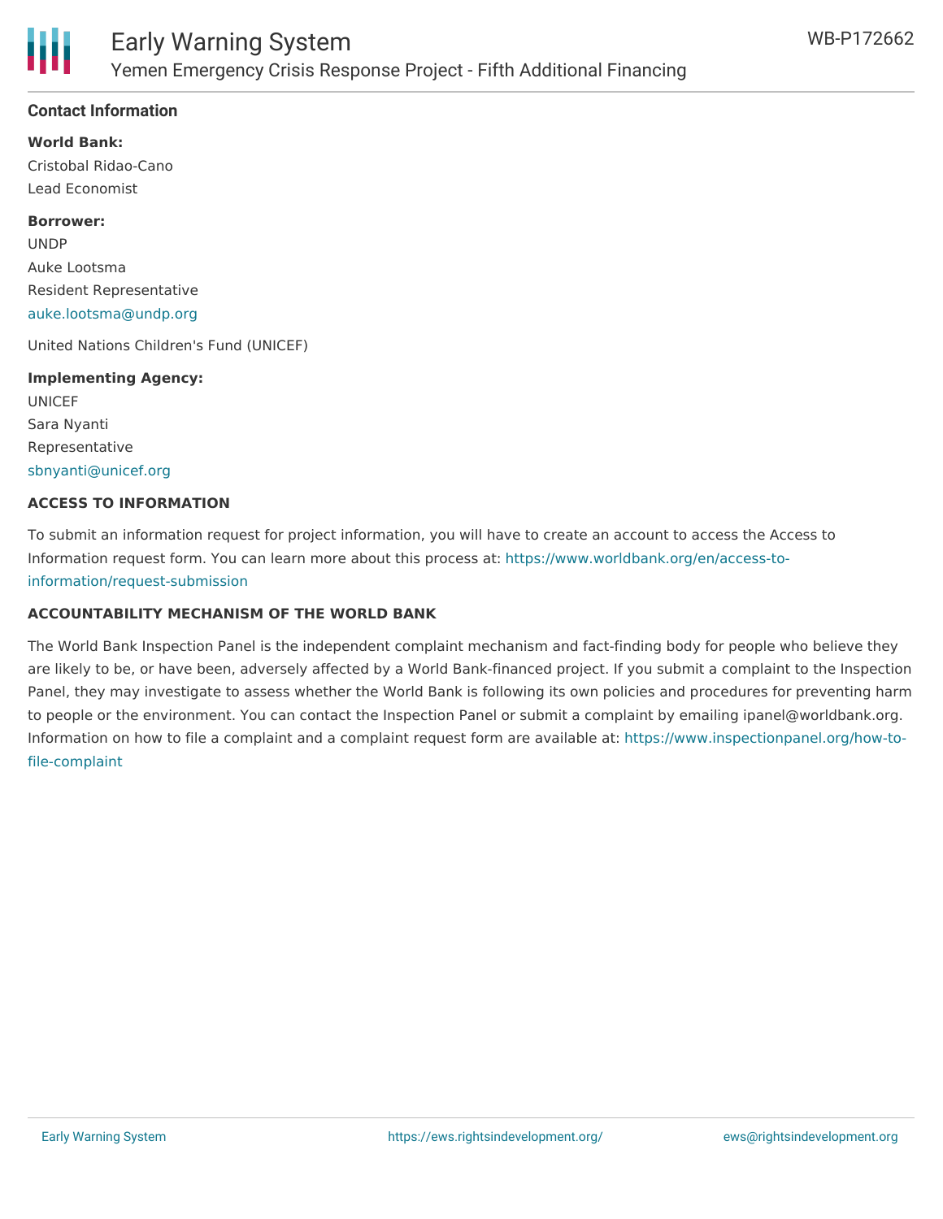## Contact Information

**World Bank:**
Cristobal Ridao-Cano
Lead Economist

**Borrower:**
UNDP
Auke Lootsma
Resident Representative
auke.lootsma@undp.org

United Nations Children's Fund (UNICEF)

**Implementing Agency:**
UNICEF
Sara Nyanti
Representative
sbnyanti@unicef.org

### ACCESS TO INFORMATION

To submit an information request for project information, you will have to create an account to access the Access to Information request form. You can learn more about this process at: https://www.worldbank.org/en/access-to-information/request-submission

### ACCOUNTABILITY MECHANISM OF THE WORLD BANK

The World Bank Inspection Panel is the independent complaint mechanism and fact-finding body for people who believe they are likely to be, or have been, adversely affected by a World Bank-financed project. If you submit a complaint to the Inspection Panel, they may investigate to assess whether the World Bank is following its own policies and procedures for preventing harm to people or the environment. You can contact the Inspection Panel or submit a complaint by emailing ipanel@worldbank.org. Information on how to file a complaint and a complaint request form are available at: https://www.inspectionpanel.org/how-to-file-complaint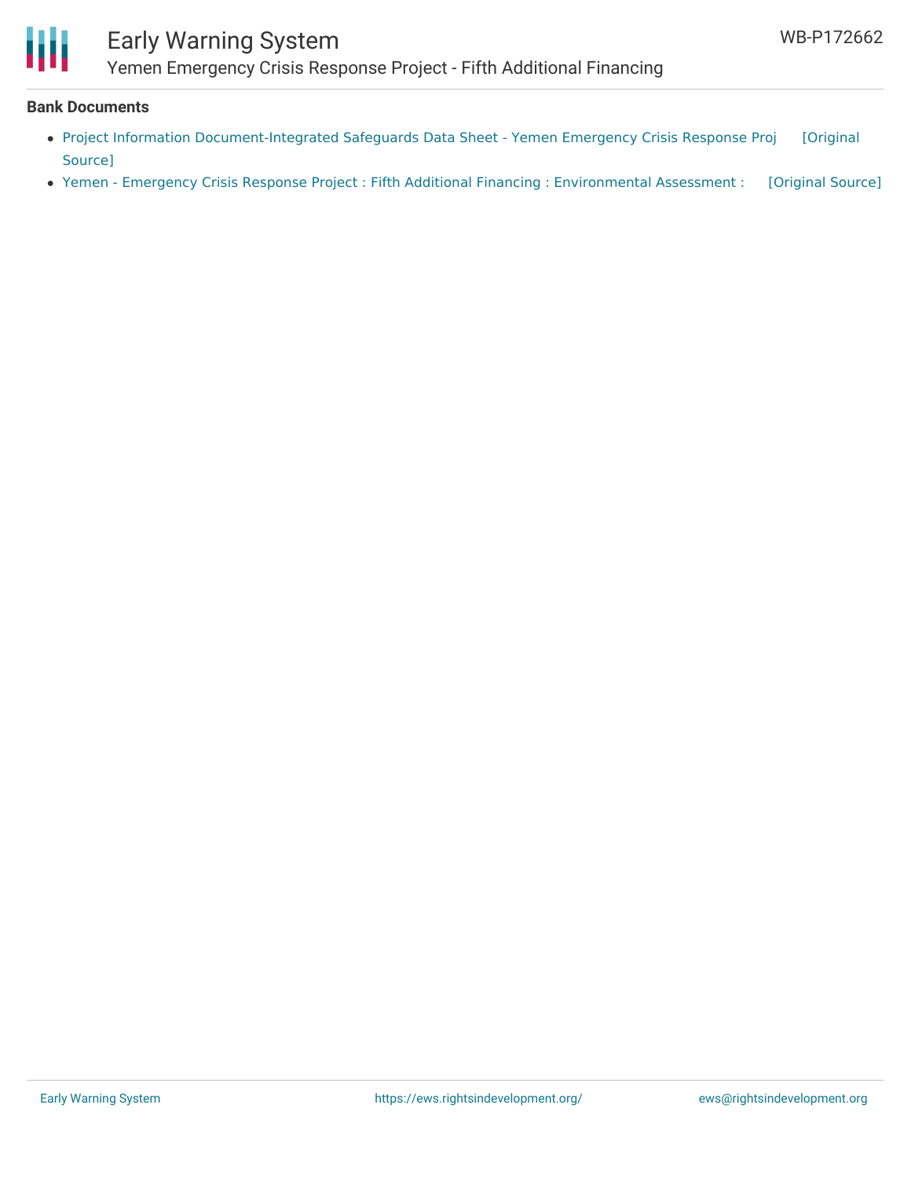**Bank Documents**

- Project Information Document-Integrated Safeguards Data Sheet - Yemen Emergency Crisis Response Proj [Original Source]
- Yemen - Emergency Crisis Response Project : Fifth Additional Financing : Environmental Assessment : [Original Source]